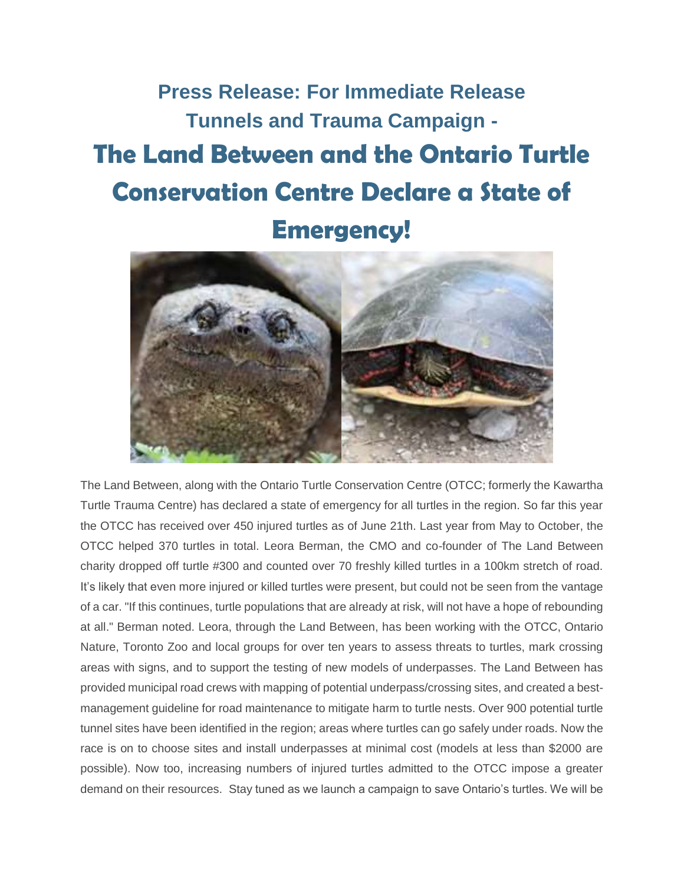**Press Release: For Immediate Release**

**Tunnels and Trauma Campaign -**

# The Land Between and the Ontario Turtle Conservation Centre Declare a State of Emergency!

The Land Between, along with the Ontario Turtle Conservation Centre (OTCC; formerly the Kawartha Turtle Trauma Centre) has declared a state of emergency for all turtles in the region. So far this year the OTCC has received over 450 injured turtles as of June 21th. Last year from May to October, the OTCC helped 370 turtles in total. Leora Berman, the CMO and co-founder of The Land Between charity dropped off turtle #300 and counted over 70 freshly killed turtles in a 100km stretch of road. It's likely that even more injured or killed turtles were present, but could not be seen from the vantage of a car. "If this continues, turtle populations that are already at risk, will not have a hope of rebounding at all." Berman noted. Leora, through the Land Between, has been working with the OTCC, Ontario Nature, Toronto Zoo and local groups for over ten years to assess threats to turtles, mark crossing areas with signs, and to support the testing of new models of underpasses. The Land Between has provided municipal road crews with mapping of potential underpass/crossing sites, and created a best-management guideline for road maintenance to mitigate harm to turtle nests. Over 900 potential turtle tunnel sites have been identified in the region; areas where turtles can go safely under roads. Now the race is on to choose sites and install underpasses at minimal cost (models at less than $2000 are possible). Now too, increasing numbers of injured turtles admitted to the OTCC impose a greater demand on their resources. Stay tuned as we launch a campaign to save Ontario's turtles. We will be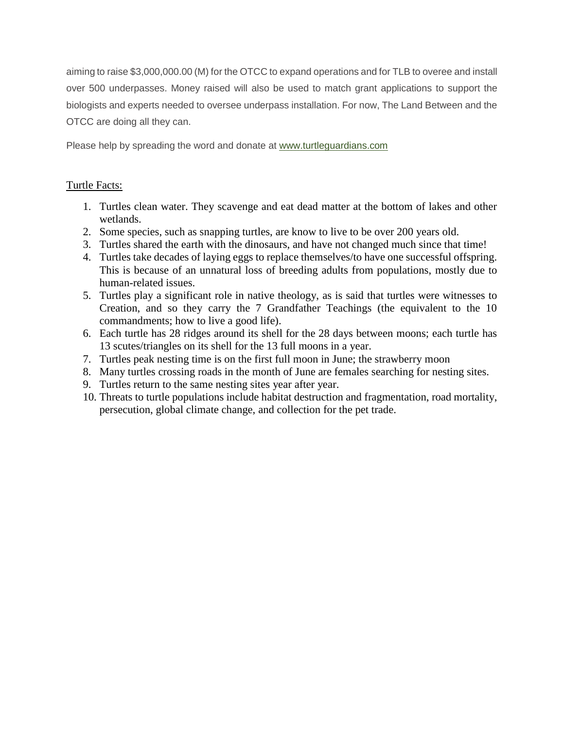aiming to raise $3,000,000.00 (M) for the OTCC to expand operations and for TLB to overee and install over 500 underpasses. Money raised will also be used to match grant applications to support the biologists and experts needed to oversee underpass installation. For now, The Land Between and the OTCC are doing all they can.

Please help by spreading the word and donate at [www.turtleguardians.com](http://www.turtleguardians.com)

Turtle Facts:

1. Turtles clean water. They scavenge and eat dead matter at the bottom of lakes and other wetlands.
2. Some species, such as snapping turtles, are know to live to be over 200 years old.
3. Turtles shared the earth with the dinosaurs, and have not changed much since that time!
4. Turtles take decades of laying eggs to replace themselves/to have one successful offspring. This is because of an unnatural loss of breeding adults from populations, mostly due to human-related issues.
5. Turtles play a significant role in native theology, as is said that turtles were witnesses to Creation, and so they carry the 7 Grandfather Teachings (the equivalent to the 10 commandments; how to live a good life).
6. Each turtle has 28 ridges around its shell for the 28 days between moons; each turtle has 13 scutes/triangles on its shell for the 13 full moons in a year.
7. Turtles peak nesting time is on the first full moon in June; the strawberry moon
8. Many turtles crossing roads in the month of June are females searching for nesting sites.
9. Turtles return to the same nesting sites year after year.
10. Threats to turtle populations include habitat destruction and fragmentation, road mortality, persecution, global climate change, and collection for the pet trade.